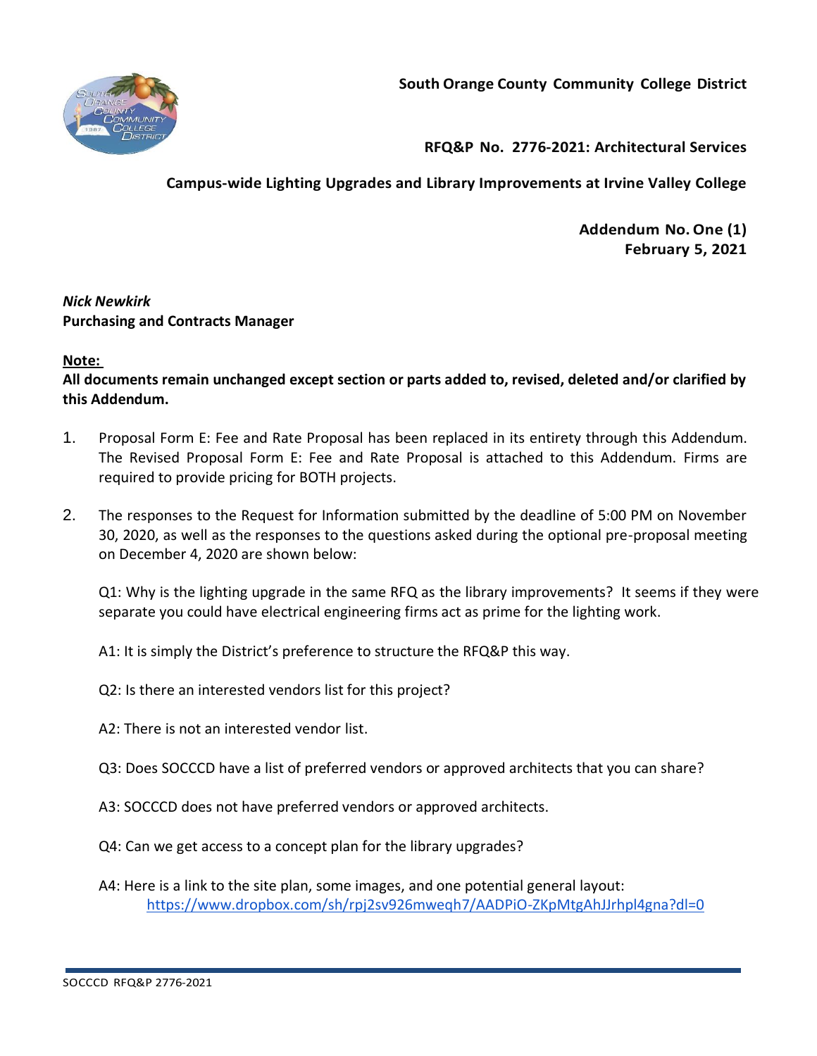**South Orange County Community College District**

**RFQ&P No. 2776-2021: Architectural Services**

**Campus-wide Lighting Upgrades and Library Improvements at Irvine Valley College**

**Addendum No. One (1)**
**February 5, 2021**

***Nick Newkirk***
**Purchasing and Contracts Manager**

**Note:**
**All documents remain unchanged except section or parts added to, revised, deleted and/or clarified by this Addendum.**

1. Proposal Form E: Fee and Rate Proposal has been replaced in its entirety through this Addendum. The Revised Proposal Form E: Fee and Rate Proposal is attached to this Addendum. Firms are required to provide pricing for BOTH projects.

2. The responses to the Request for Information submitted by the deadline of 5:00 PM on November 30, 2020, as well as the responses to the questions asked during the optional pre-proposal meeting on December 4, 2020 are shown below:

   Q1: Why is the lighting upgrade in the same RFQ as the library improvements? It seems if they were separate you could have electrical engineering firms act as prime for the lighting work.

   A1: It is simply the District's preference to structure the RFQ&P this way.

   Q2: Is there an interested vendors list for this project?

   A2: There is not an interested vendor list.

   Q3: Does SOCCCD have a list of preferred vendors or approved architects that you can share?

   A3: SOCCCD does not have preferred vendors or approved architects.

   Q4: Can we get access to a concept plan for the library upgrades?

   A4: Here is a link to the site plan, some images, and one potential general layout: [https://www.dropbox.com/sh/rpj2sv926mweqh7/AADPiO-ZKpMtgAhJJrhpl4gna?dl=0](https://www.dropbox.com/sh/rpj2sv926mweqh7/AADPiO-ZKpMtgAhJJrhpl4gna?dl=0)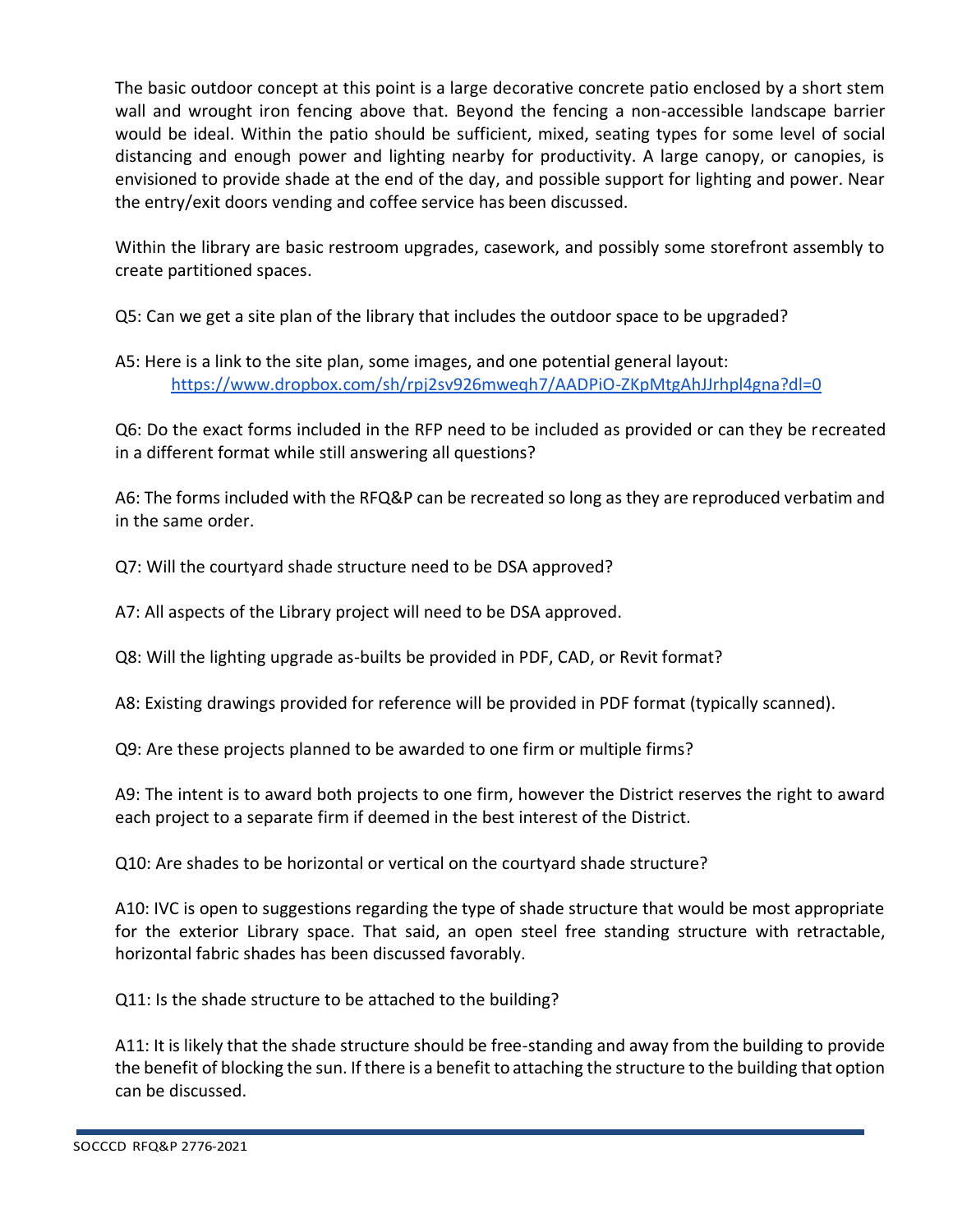The basic outdoor concept at this point is a large decorative concrete patio enclosed by a short stem wall and wrought iron fencing above that. Beyond the fencing a non-accessible landscape barrier would be ideal. Within the patio should be sufficient, mixed, seating types for some level of social distancing and enough power and lighting nearby for productivity. A large canopy, or canopies, is envisioned to provide shade at the end of the day, and possible support for lighting and power. Near the entry/exit doors vending and coffee service has been discussed.

Within the library are basic restroom upgrades, casework, and possibly some storefront assembly to create partitioned spaces.

Q5: Can we get a site plan of the library that includes the outdoor space to be upgraded?

A5: Here is a link to the site plan, some images, and one potential general layout: [https://www.dropbox.com/sh/rpj2sv926mweqh7/AADPiO-ZKpMtgAhJJrhpl4gna?dl=0](https://www.dropbox.com/sh/rpj2sv926mweqh7/AADPiO-ZKpMtgAhJJrhpl4gna?dl=0)

Q6: Do the exact forms included in the RFP need to be included as provided or can they be recreated in a different format while still answering all questions?

A6: The forms included with the RFQ&P can be recreated so long as they are reproduced verbatim and in the same order.

Q7: Will the courtyard shade structure need to be DSA approved?

A7: All aspects of the Library project will need to be DSA approved.

Q8: Will the lighting upgrade as-builts be provided in PDF, CAD, or Revit format?

A8: Existing drawings provided for reference will be provided in PDF format (typically scanned).

Q9: Are these projects planned to be awarded to one firm or multiple firms?

A9: The intent is to award both projects to one firm, however the District reserves the right to award each project to a separate firm if deemed in the best interest of the District.

Q10: Are shades to be horizontal or vertical on the courtyard shade structure?

A10: IVC is open to suggestions regarding the type of shade structure that would be most appropriate for the exterior Library space. That said, an open steel free standing structure with retractable, horizontal fabric shades has been discussed favorably.

Q11: Is the shade structure to be attached to the building?

A11: It is likely that the shade structure should be free-standing and away from the building to provide the benefit of blocking the sun. If there is a benefit to attaching the structure to the building that option can be discussed.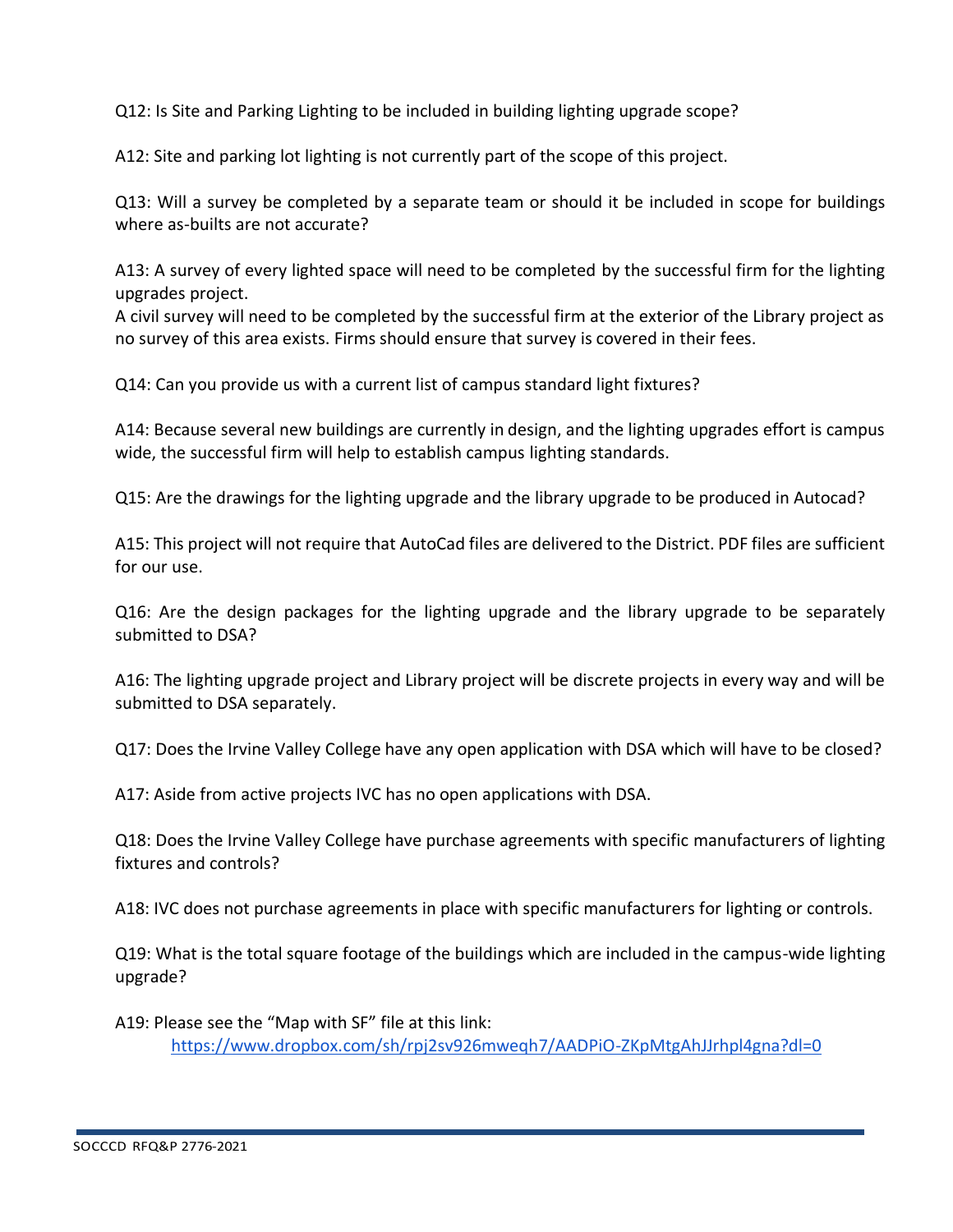Q12: Is Site and Parking Lighting to be included in building lighting upgrade scope?

A12: Site and parking lot lighting is not currently part of the scope of this project.

Q13: Will a survey be completed by a separate team or should it be included in scope for buildings where as-builts are not accurate?

A13: A survey of every lighted space will need to be completed by the successful firm for the lighting upgrades project.
A civil survey will need to be completed by the successful firm at the exterior of the Library project as no survey of this area exists. Firms should ensure that survey is covered in their fees.

Q14: Can you provide us with a current list of campus standard light fixtures?

A14: Because several new buildings are currently in design, and the lighting upgrades effort is campus wide, the successful firm will help to establish campus lighting standards.

Q15: Are the drawings for the lighting upgrade and the library upgrade to be produced in Autocad?

A15: This project will not require that AutoCad files are delivered to the District. PDF files are sufficient for our use.

Q16: Are the design packages for the lighting upgrade and the library upgrade to be separately submitted to DSA?

A16: The lighting upgrade project and Library project will be discrete projects in every way and will be submitted to DSA separately.

Q17: Does the Irvine Valley College have any open application with DSA which will have to be closed?

A17: Aside from active projects IVC has no open applications with DSA.

Q18: Does the Irvine Valley College have purchase agreements with specific manufacturers of lighting fixtures and controls?

A18: IVC does not purchase agreements in place with specific manufacturers for lighting or controls.

Q19: What is the total square footage of the buildings which are included in the campus-wide lighting upgrade?

A19: Please see the "Map with SF" file at this link:
https://www.dropbox.com/sh/rpj2sv926mweqh7/AADPiO-ZKpMtgAhJJrhpl4gna?dl=0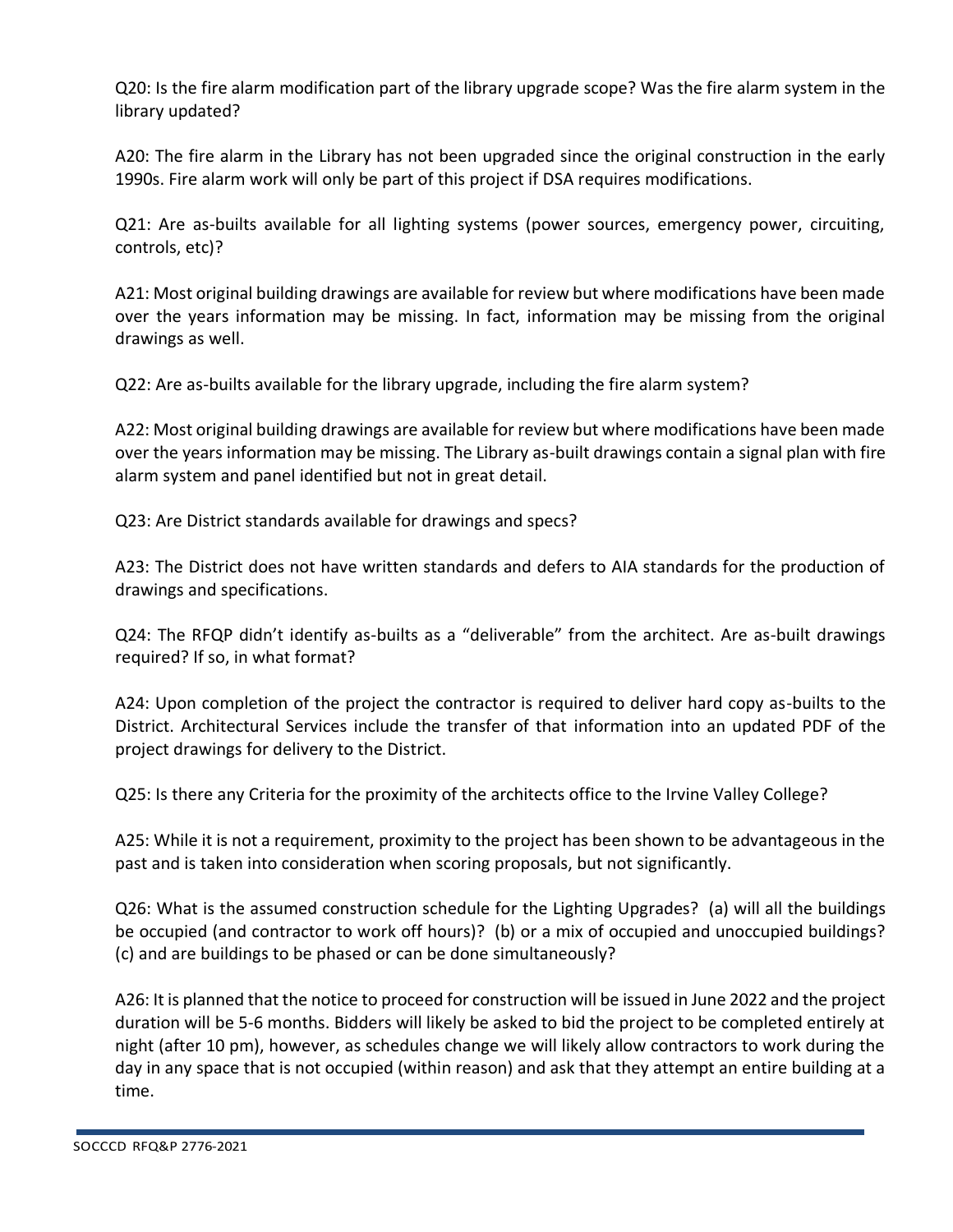Q20: Is the fire alarm modification part of the library upgrade scope? Was the fire alarm system in the library updated?

A20: The fire alarm in the Library has not been upgraded since the original construction in the early 1990s. Fire alarm work will only be part of this project if DSA requires modifications.

Q21: Are as-builts available for all lighting systems (power sources, emergency power, circuiting, controls, etc)?

A21: Most original building drawings are available for review but where modifications have been made over the years information may be missing. In fact, information may be missing from the original drawings as well.

Q22: Are as-builts available for the library upgrade, including the fire alarm system?

A22: Most original building drawings are available for review but where modifications have been made over the years information may be missing. The Library as-built drawings contain a signal plan with fire alarm system and panel identified but not in great detail.

Q23: Are District standards available for drawings and specs?

A23: The District does not have written standards and defers to AIA standards for the production of drawings and specifications.

Q24: The RFQP didn't identify as-builts as a "deliverable" from the architect. Are as-built drawings required? If so, in what format?

A24: Upon completion of the project the contractor is required to deliver hard copy as-builts to the District. Architectural Services include the transfer of that information into an updated PDF of the project drawings for delivery to the District.

Q25: Is there any Criteria for the proximity of the architects office to the Irvine Valley College?

A25: While it is not a requirement, proximity to the project has been shown to be advantageous in the past and is taken into consideration when scoring proposals, but not significantly.

Q26: What is the assumed construction schedule for the Lighting Upgrades? (a) will all the buildings be occupied (and contractor to work off hours)? (b) or a mix of occupied and unoccupied buildings? (c) and are buildings to be phased or can be done simultaneously?

A26: It is planned that the notice to proceed for construction will be issued in June 2022 and the project duration will be 5-6 months. Bidders will likely be asked to bid the project to be completed entirely at night (after 10 pm), however, as schedules change we will likely allow contractors to work during the day in any space that is not occupied (within reason) and ask that they attempt an entire building at a time.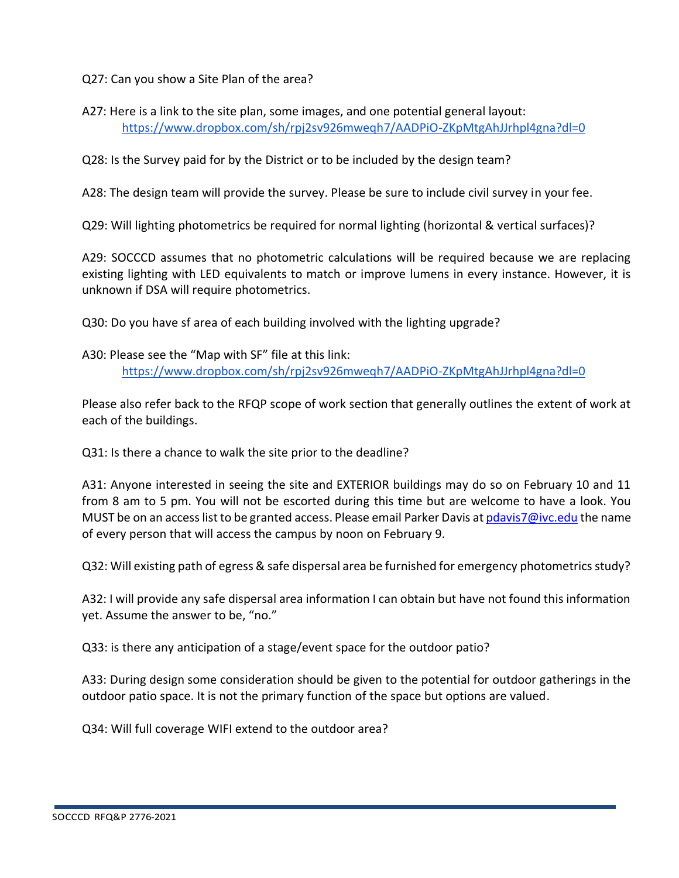Q27: Can you show a Site Plan of the area?

A27: Here is a link to the site plan, some images, and one potential general layout:
https://www.dropbox.com/sh/rpj2sv926mweqh7/AADPiO-ZKpMtgAhJJrhpl4gna?dl=0

Q28: Is the Survey paid for by the District or to be included by the design team?

A28: The design team will provide the survey. Please be sure to include civil survey in your fee.

Q29: Will lighting photometrics be required for normal lighting (horizontal & vertical surfaces)?

A29: SOCCCD assumes that no photometric calculations will be required because we are replacing existing lighting with LED equivalents to match or improve lumens in every instance. However, it is unknown if DSA will require photometrics.

Q30: Do you have sf area of each building involved with the lighting upgrade?

A30: Please see the "Map with SF" file at this link:
https://www.dropbox.com/sh/rpj2sv926mweqh7/AADPiO-ZKpMtgAhJJrhpl4gna?dl=0

Please also refer back to the RFQP scope of work section that generally outlines the extent of work at each of the buildings.

Q31: Is there a chance to walk the site prior to the deadline?

A31: Anyone interested in seeing the site and EXTERIOR buildings may do so on February 10 and 11 from 8 am to 5 pm. You will not be escorted during this time but are welcome to have a look. You MUST be on an access list to be granted access. Please email Parker Davis at pdavis7@ivc.edu the name of every person that will access the campus by noon on February 9.

Q32: Will existing path of egress & safe dispersal area be furnished for emergency photometrics study?

A32: I will provide any safe dispersal area information I can obtain but have not found this information yet. Assume the answer to be, "no."

Q33: is there any anticipation of a stage/event space for the outdoor patio?

A33: During design some consideration should be given to the potential for outdoor gatherings in the outdoor patio space. It is not the primary function of the space but options are valued.

Q34: Will full coverage WIFI extend to the outdoor area?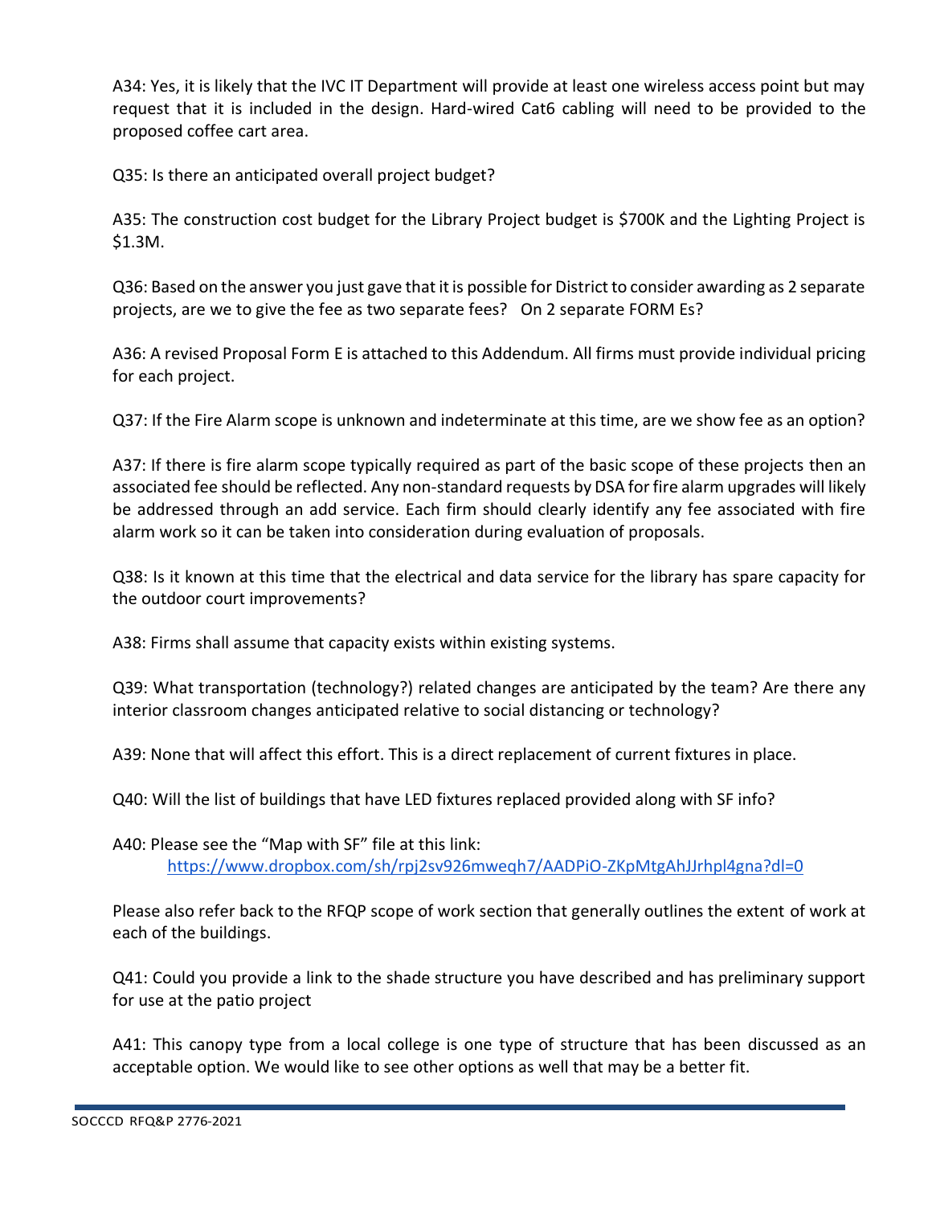A34: Yes, it is likely that the IVC IT Department will provide at least one wireless access point but may request that it is included in the design. Hard-wired Cat6 cabling will need to be provided to the proposed coffee cart area.

Q35: Is there an anticipated overall project budget?

A35: The construction cost budget for the Library Project budget is $700K and the Lighting Project is $1.3M.

Q36: Based on the answer you just gave that it is possible for District to consider awarding as 2 separate projects, are we to give the fee as two separate fees? On 2 separate FORM Es?

A36: A revised Proposal Form E is attached to this Addendum. All firms must provide individual pricing for each project.

Q37: If the Fire Alarm scope is unknown and indeterminate at this time, are we show fee as an option?

A37: If there is fire alarm scope typically required as part of the basic scope of these projects then an associated fee should be reflected. Any non-standard requests by DSA for fire alarm upgrades will likely be addressed through an add service. Each firm should clearly identify any fee associated with fire alarm work so it can be taken into consideration during evaluation of proposals.

Q38: Is it known at this time that the electrical and data service for the library has spare capacity for the outdoor court improvements?

A38: Firms shall assume that capacity exists within existing systems.

Q39: What transportation (technology?) related changes are anticipated by the team? Are there any interior classroom changes anticipated relative to social distancing or technology?

A39: None that will affect this effort. This is a direct replacement of current fixtures in place.

Q40: Will the list of buildings that have LED fixtures replaced provided along with SF info?

A40: Please see the "Map with SF" file at this link:
https://www.dropbox.com/sh/rpj2sv926mweqh7/AADPiO-ZKpMtgAhJJrhpl4gna?dl=0

Please also refer back to the RFQP scope of work section that generally outlines the extent of work at each of the buildings.

Q41: Could you provide a link to the shade structure you have described and has preliminary support for use at the patio project

A41: This canopy type from a local college is one type of structure that has been discussed as an acceptable option. We would like to see other options as well that may be a better fit.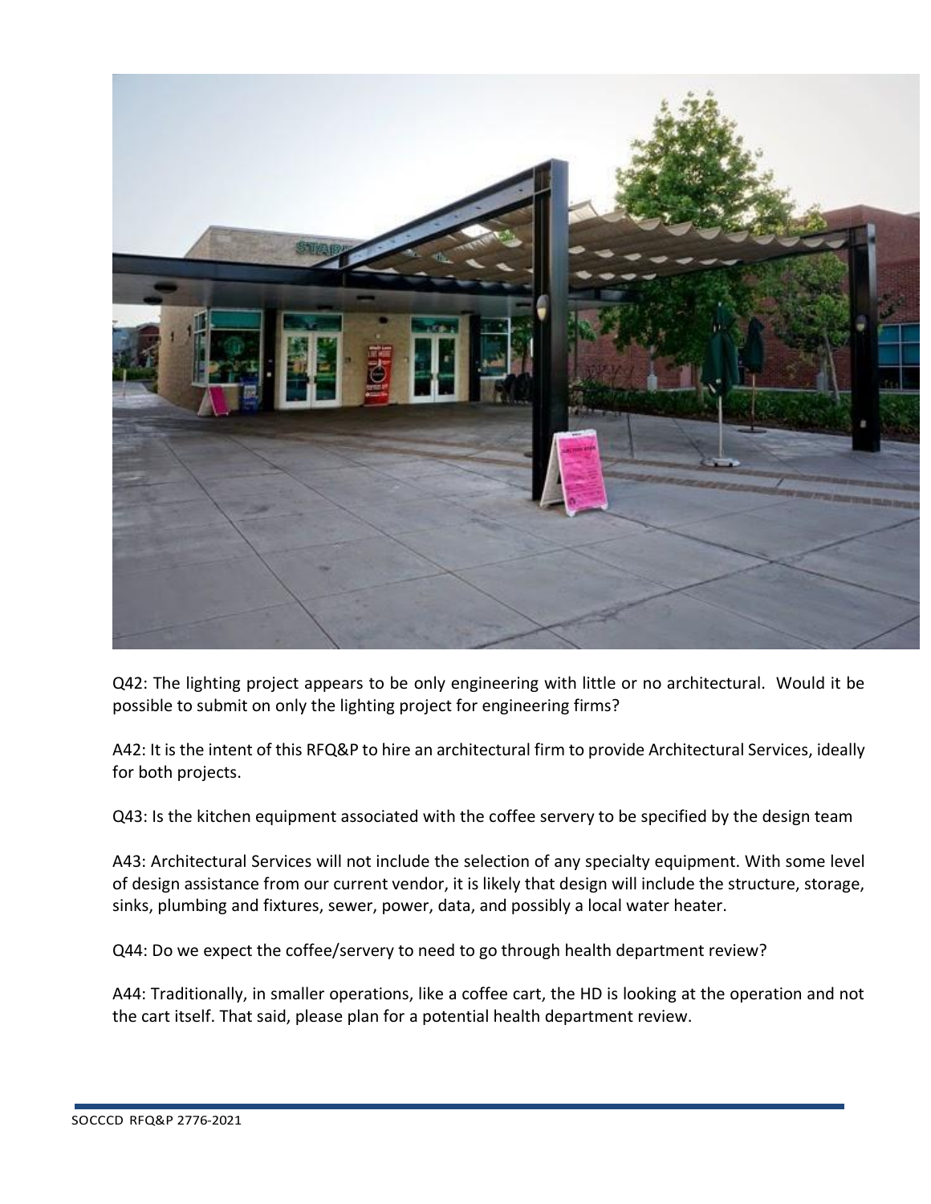Q42: The lighting project appears to be only engineering with little or no architectural. Would it be possible to submit on only the lighting project for engineering firms?

A42: It is the intent of this RFQ&P to hire an architectural firm to provide Architectural Services, ideally for both projects.

Q43: Is the kitchen equipment associated with the coffee servery to be specified by the design team

A43: Architectural Services will not include the selection of any specialty equipment. With some level of design assistance from our current vendor, it is likely that design will include the structure, storage, sinks, plumbing and fixtures, sewer, power, data, and possibly a local water heater.

Q44: Do we expect the coffee/servery to need to go through health department review?

A44: Traditionally, in smaller operations, like a coffee cart, the HD is looking at the operation and not the cart itself. That said, please plan for a potential health department review.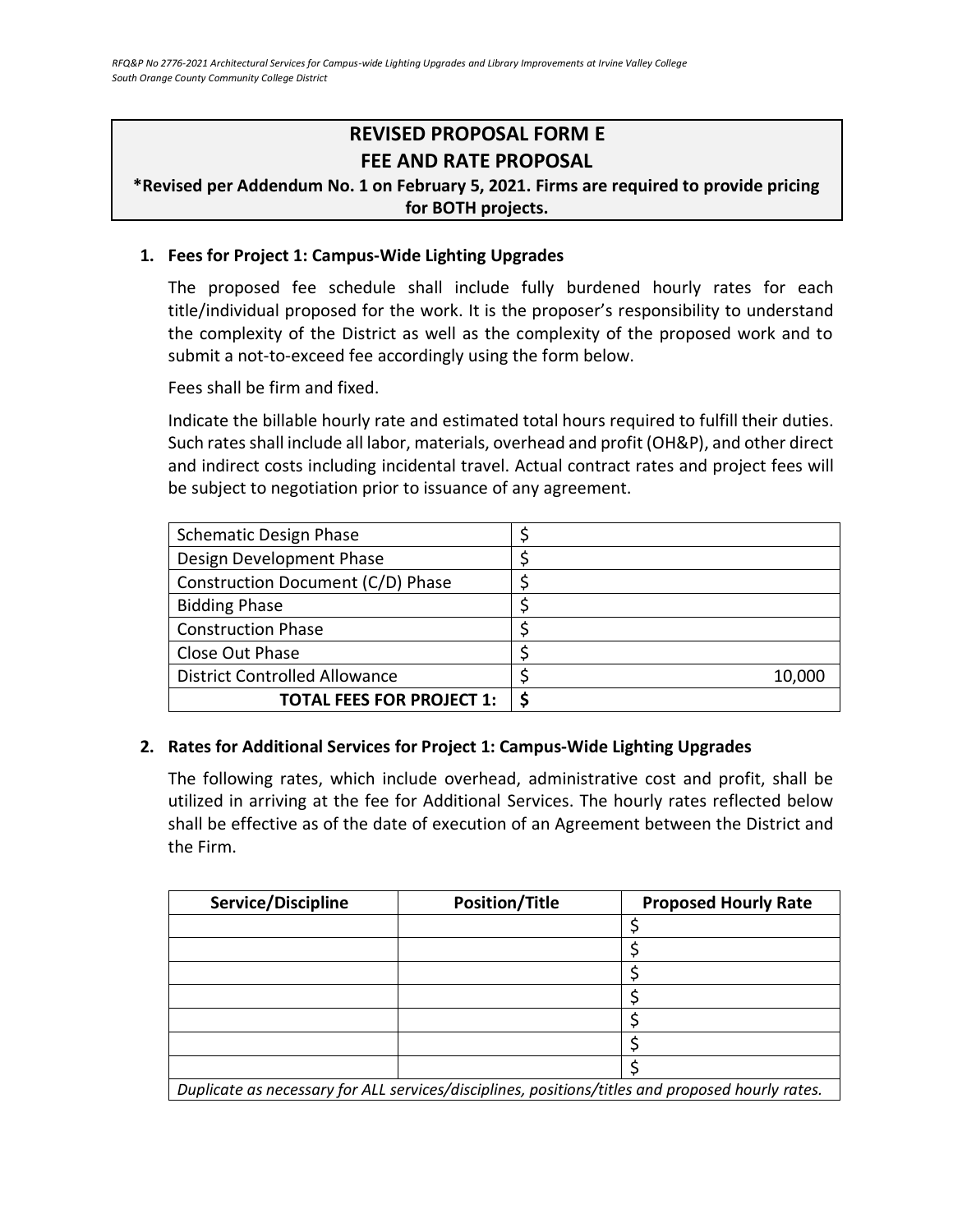## REVISED PROPOSAL FORM E
## FEE AND RATE PROPOSAL

**\*Revised per Addendum No. 1 on February 5, 2021. Firms are required to provide pricing for BOTH projects.**

**1. Fees for Project 1: Campus-Wide Lighting Upgrades**

The proposed fee schedule shall include fully burdened hourly rates for each title/individual proposed for the work. It is the proposer's responsibility to understand the complexity of the District as well as the complexity of the proposed work and to submit a not-to-exceed fee accordingly using the form below.

Fees shall be firm and fixed.

Indicate the billable hourly rate and estimated total hours required to fulfill their duties. Such rates shall include all labor, materials, overhead and profit (OH&P), and other direct and indirect costs including incidental travel. Actual contract rates and project fees will be subject to negotiation prior to issuance of any agreement.

| | |
|---|---|
| Schematic Design Phase | $ |
| Design Development Phase | $ |
| Construction Document (C/D) Phase | $ |
| Bidding Phase | $ |
| Construction Phase | $ |
| Close Out Phase | $ |
| District Controlled Allowance | $ 10,000 |
| **TOTAL FEES FOR PROJECT 1:** | **$** |

**2. Rates for Additional Services for Project 1: Campus-Wide Lighting Upgrades**

The following rates, which include overhead, administrative cost and profit, shall be utilized in arriving at the fee for Additional Services. The hourly rates reflected below shall be effective as of the date of execution of an Agreement between the District and the Firm.

| Service/Discipline | Position/Title | Proposed Hourly Rate |
|---|---|---|
| | | $ |
| | | $ |
| | | $ |
| | | $ |
| | | $ |
| | | $ |
| | | $ |

*Duplicate as necessary for ALL services/disciplines, positions/titles and proposed hourly rates.*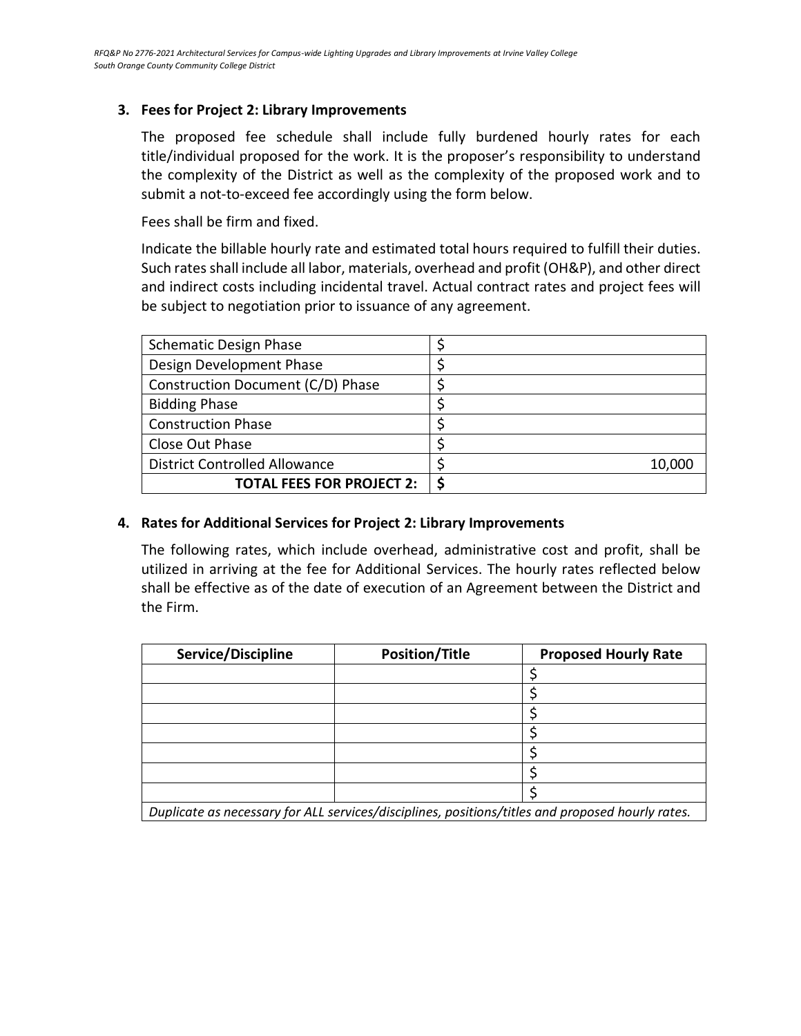**3. Fees for Project 2: Library Improvements**

The proposed fee schedule shall include fully burdened hourly rates for each title/individual proposed for the work. It is the proposer's responsibility to understand the complexity of the District as well as the complexity of the proposed work and to submit a not-to-exceed fee accordingly using the form below.

Fees shall be firm and fixed.

Indicate the billable hourly rate and estimated total hours required to fulfill their duties. Such rates shall include all labor, materials, overhead and profit (OH&P), and other direct and indirect costs including incidental travel. Actual contract rates and project fees will be subject to negotiation prior to issuance of any agreement.

| | |
|---|---|
| Schematic Design Phase | $ |
| Design Development Phase | $ |
| Construction Document (C/D) Phase | $ |
| Bidding Phase | $ |
| Construction Phase | $ |
| Close Out Phase | $ |
| District Controlled Allowance | $ 10,000 |
| **TOTAL FEES FOR PROJECT 2:** | **$** |

**4. Rates for Additional Services for Project 2: Library Improvements**

The following rates, which include overhead, administrative cost and profit, shall be utilized in arriving at the fee for Additional Services. The hourly rates reflected below shall be effective as of the date of execution of an Agreement between the District and the Firm.

| Service/Discipline | Position/Title | Proposed Hourly Rate |
|---|---|---|
| | | $ |
| | | $ |
| | | $ |
| | | $ |
| | | $ |
| | | $ |
| | | $ |
| *Duplicate as necessary for ALL services/disciplines, positions/titles and proposed hourly rates.* | | |